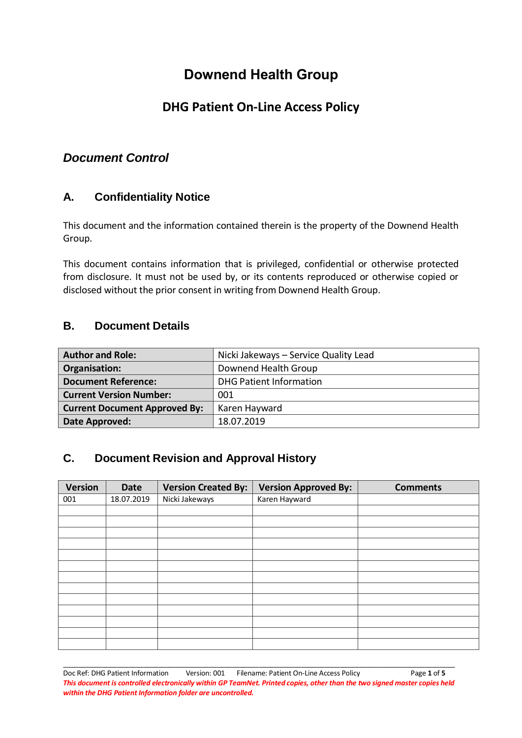# Downend Health Group

## DHG Patient On-Line Access Policy

### *Document Control*

### A. Confidentiality Notice

This document and the information contained therein is the property of the Downend Health Group.

This document contains information that is privileged, confidential or otherwise protected from disclosure. It must not be used by, or its contents reproduced or otherwise copied or disclosed without the prior consent in writing from Downend Health Group.

### B. Document Details

| | |
|---|---|
| **Author and Role:** | Nicki Jakeways – Service Quality Lead |
| **Organisation:** | Downend Health Group |
| **Document Reference:** | DHG Patient Information |
| **Current Version Number:** | 001 |
| **Current Document Approved By:** | Karen Hayward |
| **Date Approved:** | 18.07.2019 |

### C. Document Revision and Approval History

| Version | Date | Version Created By: | Version Approved By: | Comments |
|---|---|---|---|---|
| 001 | 18.07.2019 | Nicki Jakeways | Karen Hayward | |
| | | | | |
| | | | | |
| | | | | |
| | | | | |
| | | | | |
| | | | | |
| | | | | |
| | | | | |
| | | | | |
| | | | | |
| | | | | |
| | | | | |
| | | | | |

*This document is controlled electronically within GP TeamNet. Printed copies, other than the two signed master copies held within the DHG Patient Information folder are uncontrolled.*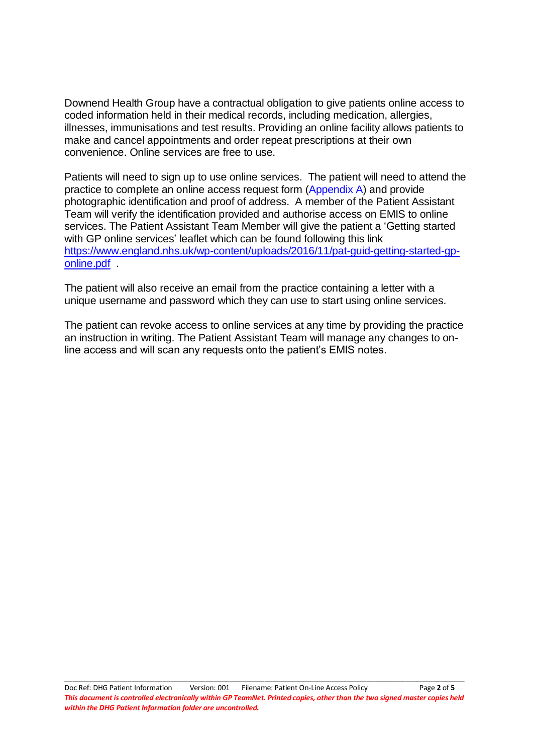Downend Health Group have a contractual obligation to give patients online access to coded information held in their medical records, including medication, allergies, illnesses, immunisations and test results. Providing an online facility allows patients to make and cancel appointments and order repeat prescriptions at their own convenience. Online services are free to use.

Patients will need to sign up to use online services. The patient will need to attend the practice to complete an online access request form (Appendix A) and provide photographic identification and proof of address. A member of the Patient Assistant Team will verify the identification provided and authorise access on EMIS to online services. The Patient Assistant Team Member will give the patient a 'Getting started with GP online services' leaflet which can be found following this link https://www.england.nhs.uk/wp-content/uploads/2016/11/pat-guid-getting-started-gp-online.pdf .

The patient will also receive an email from the practice containing a letter with a unique username and password which they can use to start using online services.

The patient can revoke access to online services at any time by providing the practice an instruction in writing. The Patient Assistant Team will manage any changes to on-line access and will scan any requests onto the patient's EMIS notes.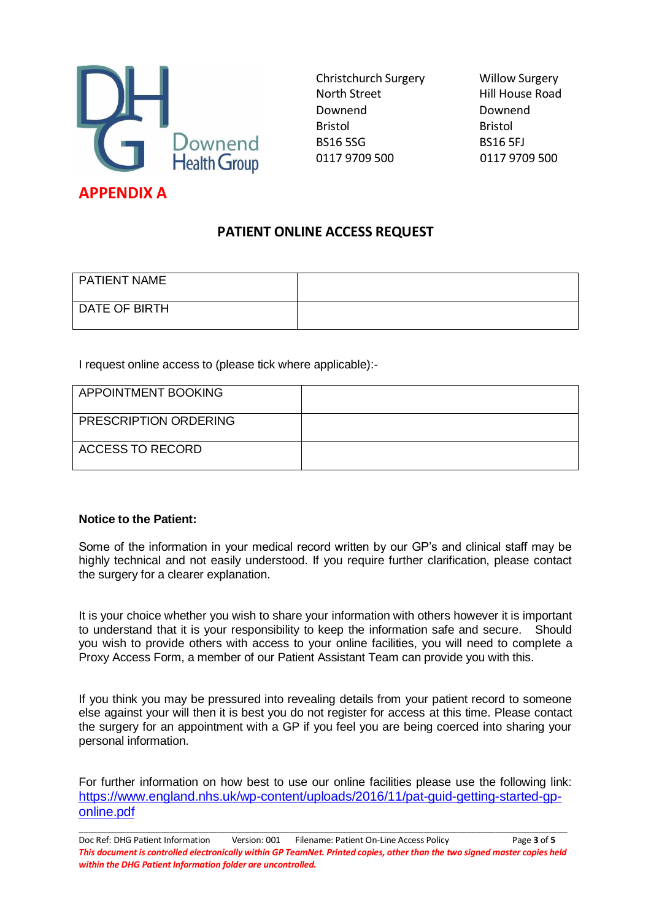Christchurch Surgery
North Street
Downend
Bristol
BS16 5SG
0117 9709 500

Willow Surgery
Hill House Road
Downend
Bristol
BS16 5FJ
0117 9709 500

## APPENDIX A

### PATIENT ONLINE ACCESS REQUEST

| PATIENT NAME | |
|---|---|
| DATE OF BIRTH | |

I request online access to (please tick where applicable):-

| APPOINTMENT BOOKING | |
|---|---|
| PRESCRIPTION ORDERING | |
| ACCESS TO RECORD | |

**Notice to the Patient:**

Some of the information in your medical record written by our GP's and clinical staff may be highly technical and not easily understood. If you require further clarification, please contact the surgery for a clearer explanation.

It is your choice whether you wish to share your information with others however it is important to understand that it is your responsibility to keep the information safe and secure. Should you wish to provide others with access to your online facilities, you will need to complete a Proxy Access Form, a member of our Patient Assistant Team can provide you with this.

If you think you may be pressured into revealing details from your patient record to someone else against your will then it is best you do not register for access at this time. Please contact the surgery for an appointment with a GP if you feel you are being coerced into sharing your personal information.

For further information on how best to use our online facilities please use the following link: https://www.england.nhs.uk/wp-content/uploads/2016/11/pat-guid-getting-started-gp-online.pdf

Doc Ref: DHG Patient Information Version: 001 Filename: Patient On-Line Access Policy

*This document is controlled electronically within GP TeamNet. Printed copies, other than the two signed master copies held within the DHG Patient Information folder are uncontrolled.*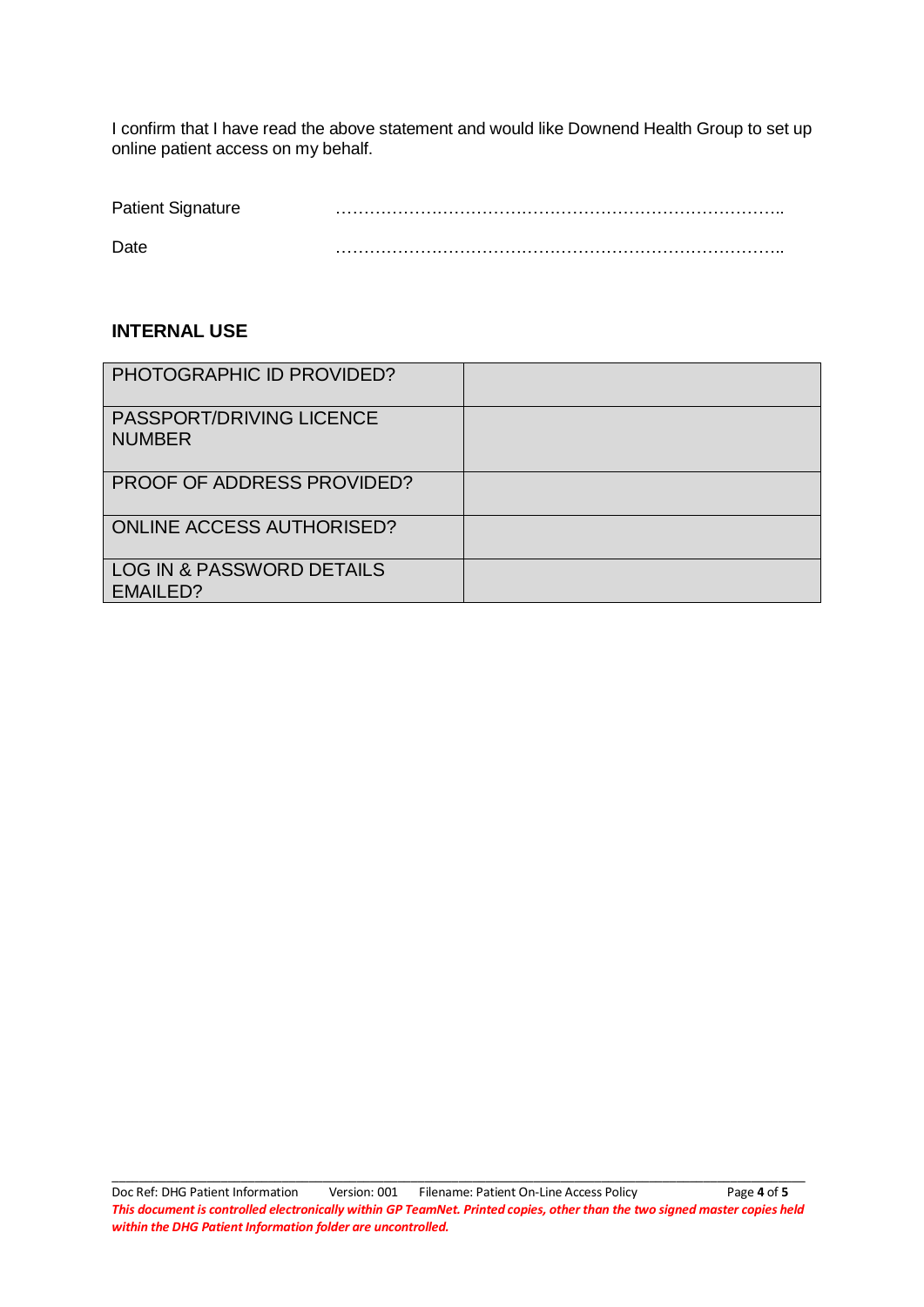I confirm that I have read the above statement and would like Downend Health Group to set up online patient access on my behalf.

Patient Signature ……………………………………………………………………………..

Date ……………………………………………………………………………..

**INTERNAL USE**

| | |
|---|---|
| PHOTOGRAPHIC ID PROVIDED? | |
| PASSPORT/DRIVING LICENCE NUMBER | |
| PROOF OF ADDRESS PROVIDED? | |
| ONLINE ACCESS AUTHORISED? | |
| LOG IN & PASSWORD DETAILS EMAILED? | |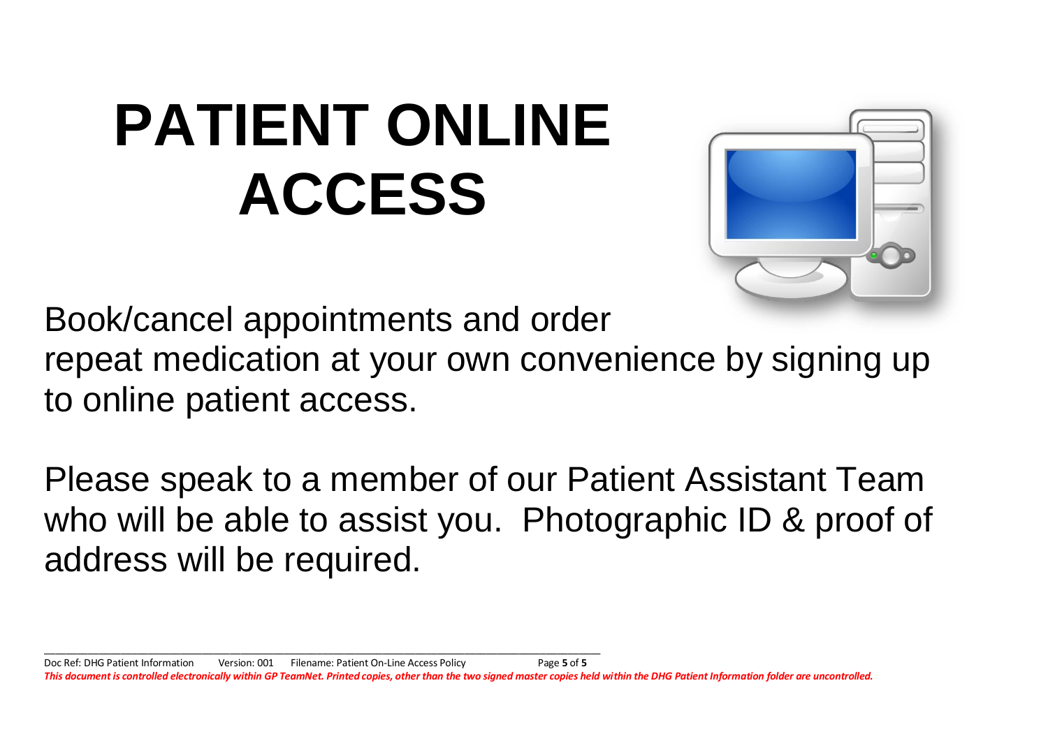# PATIENT ONLINE ACCESS

Book/cancel appointments and order repeat medication at your own convenience by signing up to online patient access.

Please speak to a member of our Patient Assistant Team who will be able to assist you. Photographic ID & proof of address will be required.